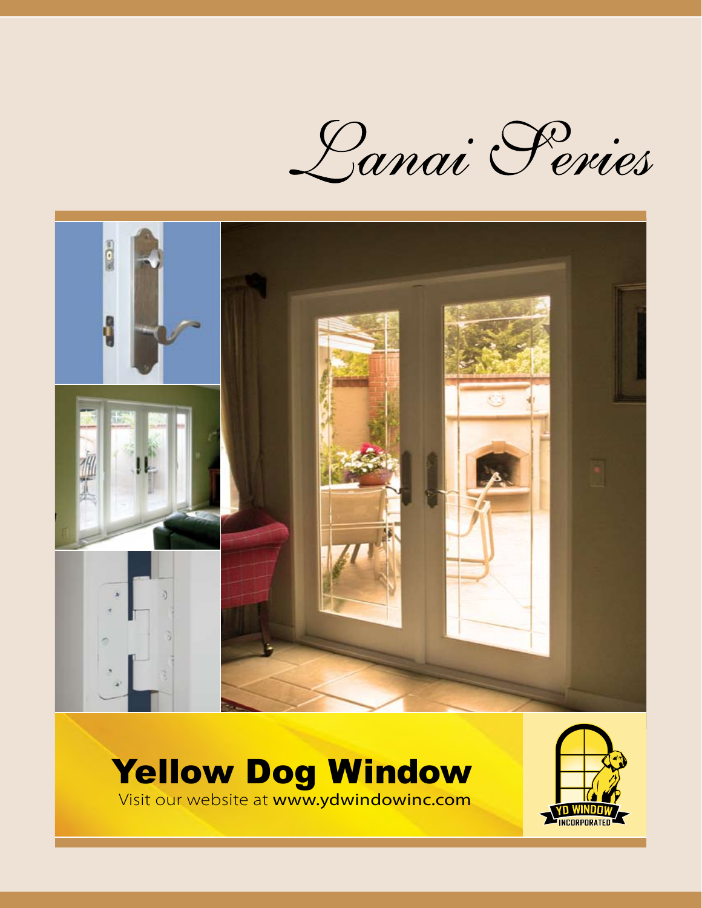# Lanai Series

## Yellow Dog Window

Visit our website at **www.ydwindowinc.com**

YD WINDOW INCORPORATED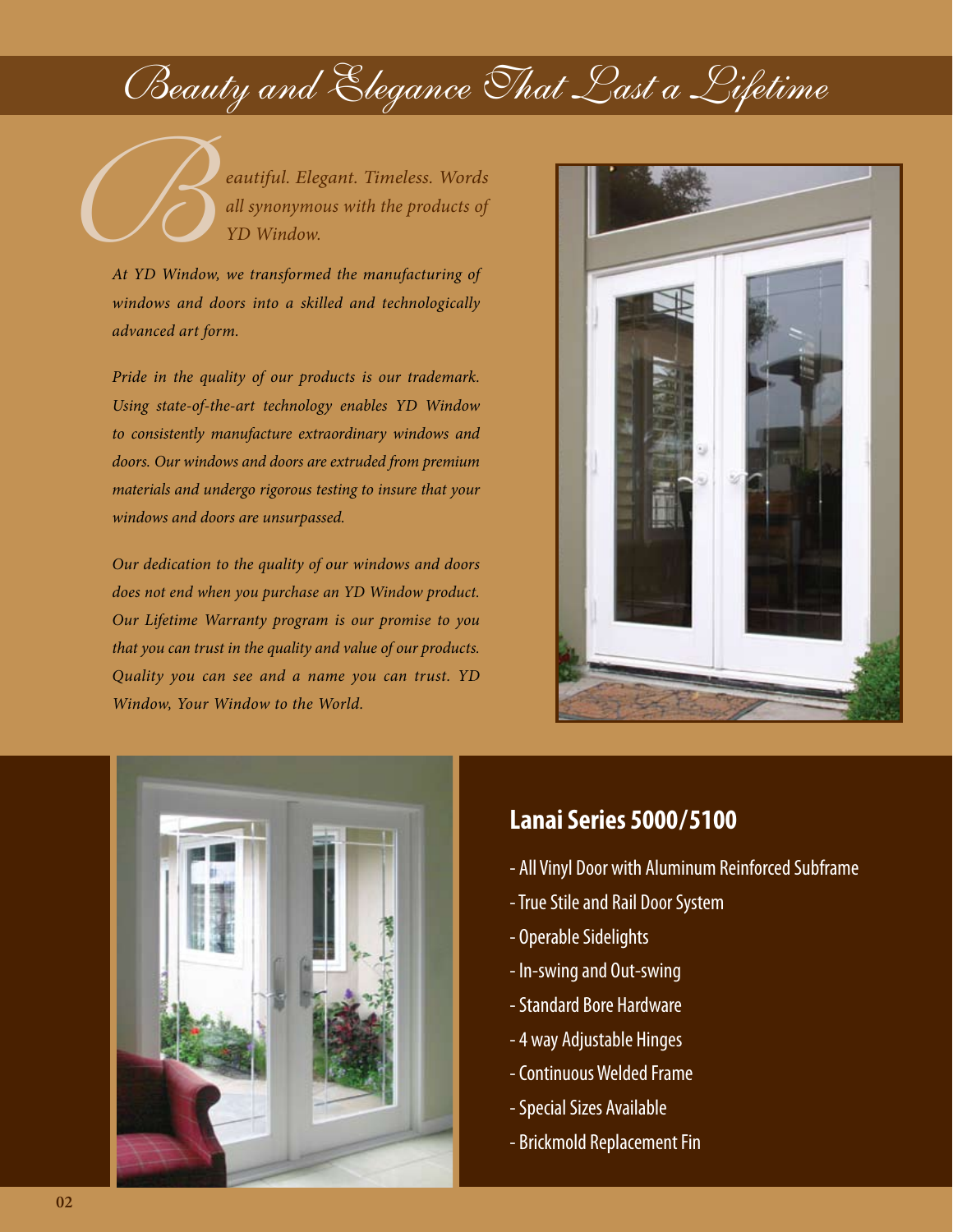# Beauty and Elegance That Last a Lifetime

*Beautiful. Elegant. Timeless. Words all synonymous with the products of YD Window.*

*At YD Window, we transformed the manufacturing of windows and doors into a skilled and technologically advanced art form.*

*Pride in the quality of our products is our trademark. Using state-of-the-art technology enables YD Window to consistently manufacture extraordinary windows and doors. Our windows and doors are extruded from premium materials and undergo rigorous testing to insure that your windows and doors are unsurpassed.*

*Our dedication to the quality of our windows and doors does not end when you purchase an YD Window product. Our Lifetime Warranty program is our promise to you that you can trust in the quality and value of our products. Quality you can see and a name you can trust. YD Window, Your Window to the World.*

## Lanai Series 5000/5100

- All Vinyl Door with Aluminum Reinforced Subframe
- True Stile and Rail Door System
- Operable Sidelights
- In-swing and Out-swing
- Standard Bore Hardware
- 4 way Adjustable Hinges
- Continuous Welded Frame
- Special Sizes Available
- Brickmold Replacement Fin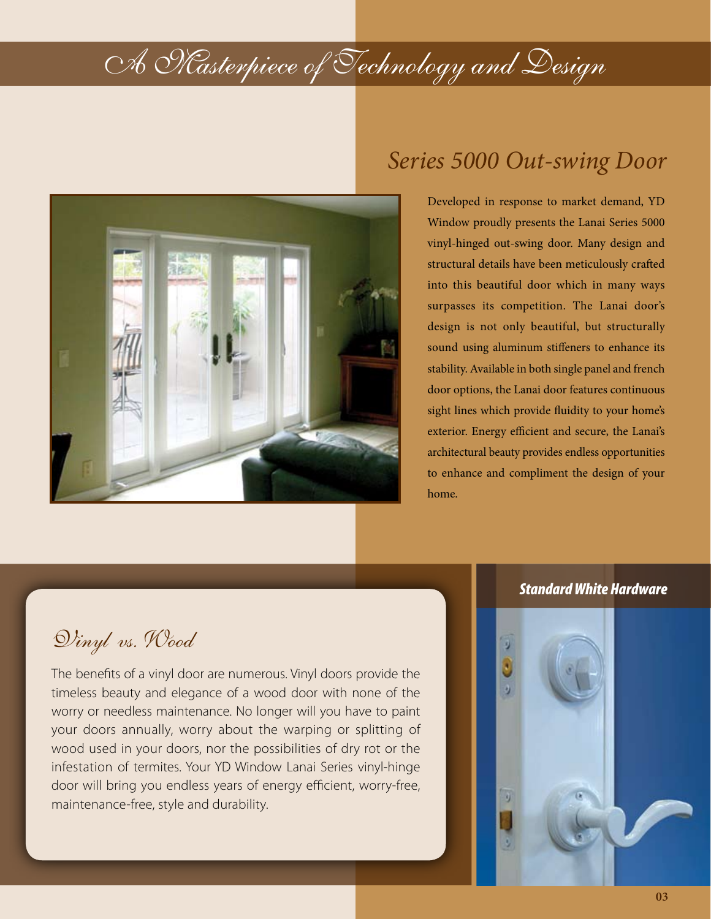# A Masterpiece of Technology and Design

## *Series 5000 Out-swing Door*

Developed in response to market demand, YD Window proudly presents the Lanai Series 5000 vinyl-hinged out-swing door. Many design and structural details have been meticulously crafted into this beautiful door which in many ways surpasses its competition. The Lanai door's design is not only beautiful, but structurally sound using aluminum stiffeners to enhance its stability. Available in both single panel and french door options, the Lanai door features continuous sight lines which provide fluidity to your home's exterior. Energy efficient and secure, the Lanai's architectural beauty provides endless opportunities to enhance and compliment the design of your home.

## Vinyl vs. Wood

The benefits of a vinyl door are numerous. Vinyl doors provide the timeless beauty and elegance of a wood door with none of the worry or needless maintenance. No longer will you have to paint your doors annually, worry about the warping or splitting of wood used in your doors, nor the possibilities of dry rot or the infestation of termites. Your YD Window Lanai Series vinyl-hinge door will bring you endless years of energy efficient, worry-free, maintenance-free, style and durability.

***Standard White Hardware***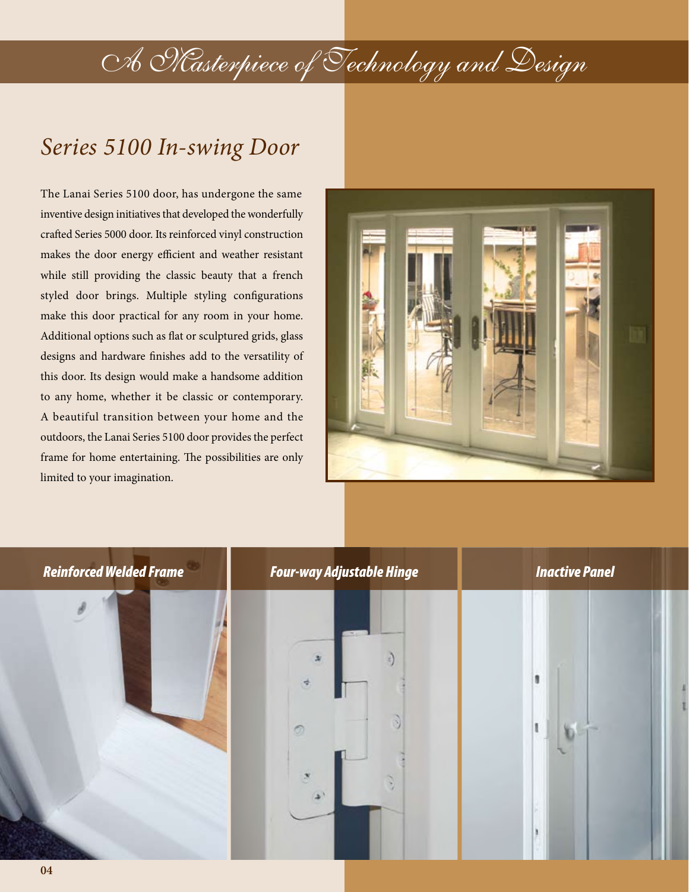# A Masterpiece of Technology and Design

## Series 5100 In-swing Door

The Lanai Series 5100 door, has undergone the same inventive design initiatives that developed the wonderfully crafted Series 5000 door. Its reinforced vinyl construction makes the door energy efficient and weather resistant while still providing the classic beauty that a french styled door brings. Multiple styling configurations make this door practical for any room in your home. Additional options such as flat or sculptured grids, glass designs and hardware finishes add to the versatility of this door. Its design would make a handsome addition to any home, whether it be classic or contemporary. A beautiful transition between your home and the outdoors, the Lanai Series 5100 door provides the perfect frame for home entertaining. The possibilities are only limited to your imagination.

***Reinforced Welded Frame***

***Four-way Adjustable Hinge***

***Inactive Panel***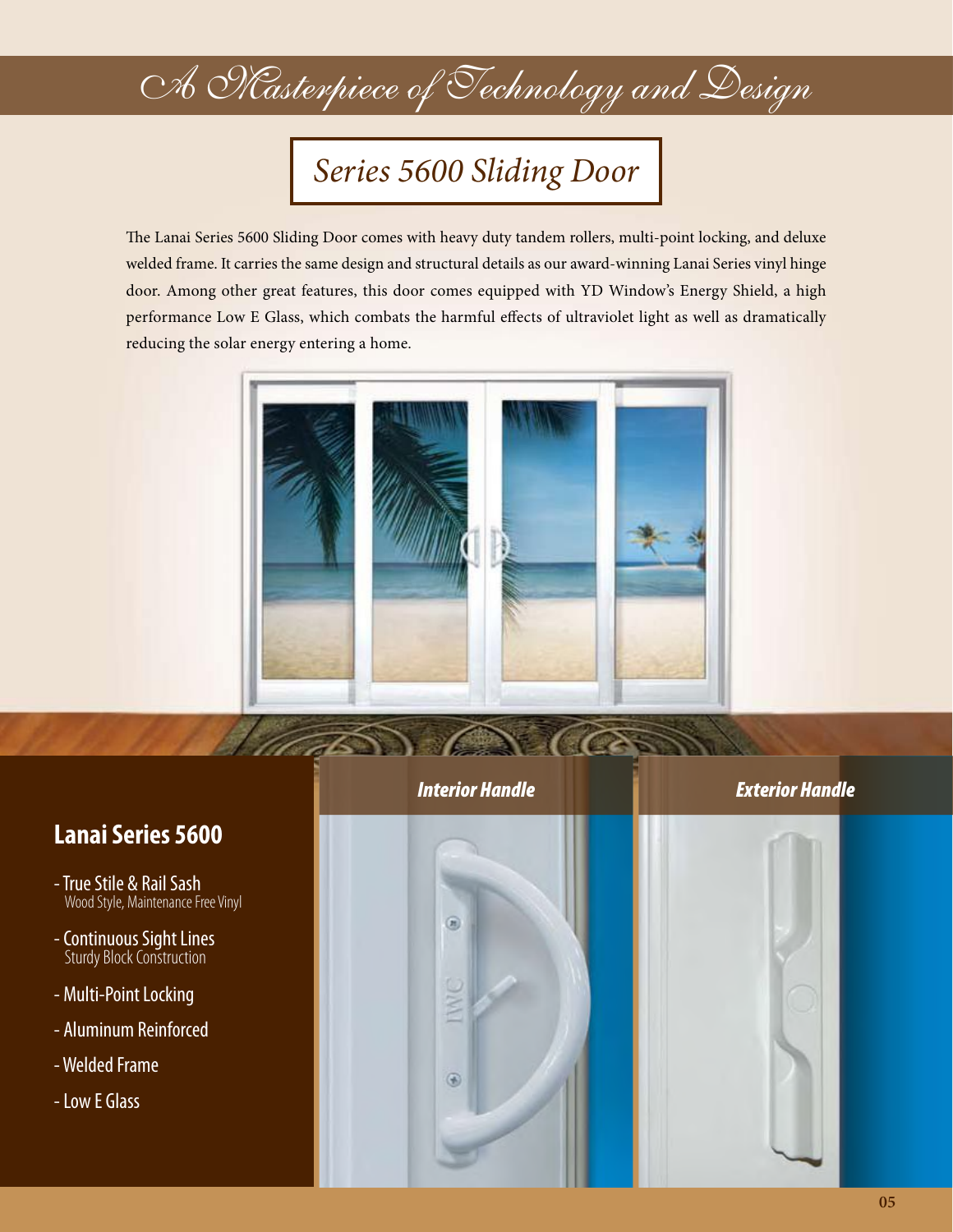# *A Masterpiece of Technology and Design*

## *Series 5600 Sliding Door*

The Lanai Series 5600 Sliding Door comes with heavy duty tandem rollers, multi-point locking, and deluxe welded frame. It carries the same design and structural details as our award-winning Lanai Series vinyl hinge door. Among other great features, this door comes equipped with YD Window's Energy Shield, a high performance Low E Glass, which combats the harmful effects of ultraviolet light as well as dramatically reducing the solar energy entering a home.

### Lanai Series 5600

- True Stile & Rail Sash
  Wood Style, Maintenance Free Vinyl
- Continuous Sight Lines
  Sturdy Block Construction
- Multi-Point Locking
- Aluminum Reinforced
- Welded Frame
- Low E Glass

***Interior Handle***

***Exterior Handle***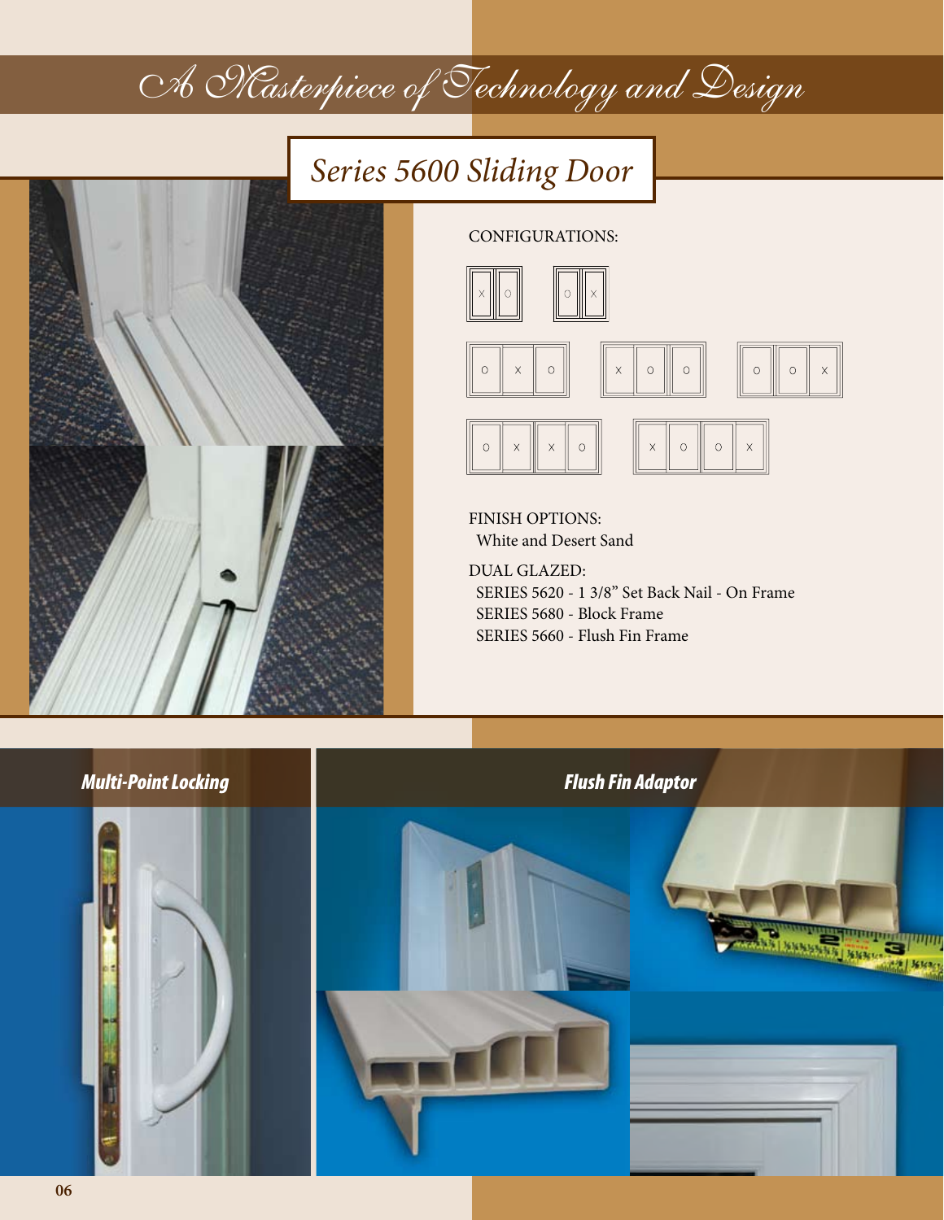# A Masterpiece of Technology and Design

## Series 5600 Sliding Door

CONFIGURATIONS:

X | O        O | X

O | X | O        X | O | O        O | O | X

O | X | X | O        X | O | O | X

FINISH OPTIONS:
White and Desert Sand

DUAL GLAZED:
SERIES 5620 - 1 3/8” Set Back Nail - On Frame
SERIES 5680 - Block Frame
SERIES 5660 - Flush Fin Frame

***Multi-Point Locking***

***Flush Fin Adaptor***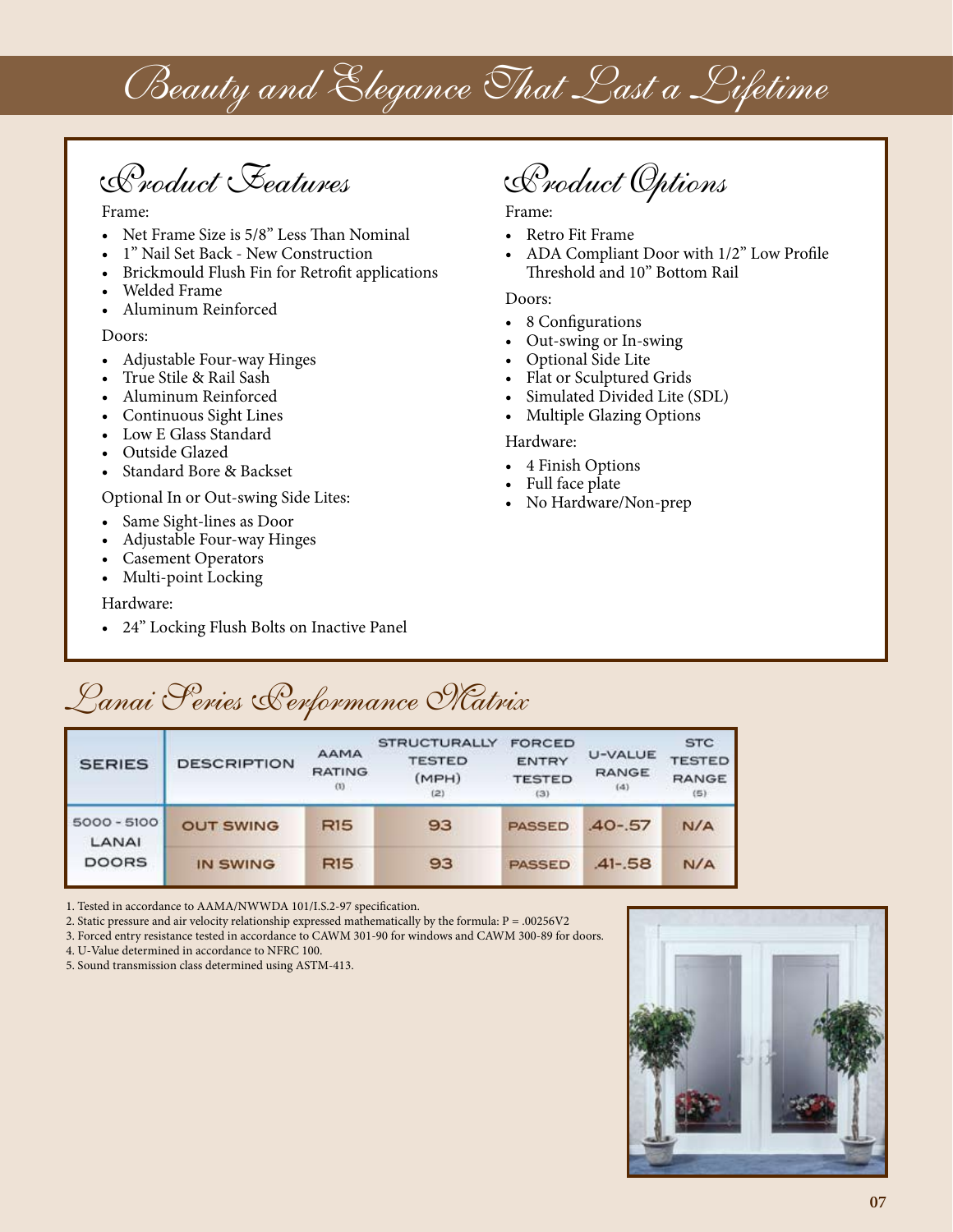# Beauty and Elegance That Last a Lifetime

## Product Features

Frame:

- Net Frame Size is 5/8" Less Than Nominal
- 1" Nail Set Back - New Construction
- Brickmould Flush Fin for Retrofit applications
- Welded Frame
- Aluminum Reinforced

Doors:

- Adjustable Four-way Hinges
- True Stile & Rail Sash
- Aluminum Reinforced
- Continuous Sight Lines
- Low E Glass Standard
- Outside Glazed
- Standard Bore & Backset

Optional In or Out-swing Side Lites:

- Same Sight-lines as Door
- Adjustable Four-way Hinges
- Casement Operators
- Multi-point Locking

Hardware:

- 24" Locking Flush Bolts on Inactive Panel

## Product Options

Frame:

- Retro Fit Frame
- ADA Compliant Door with 1/2" Low Profile Threshold and 10" Bottom Rail

Doors:

- 8 Configurations
- Out-swing or In-swing
- Optional Side Lite
- Flat or Sculptured Grids
- Simulated Divided Lite (SDL)
- Multiple Glazing Options

Hardware:

- 4 Finish Options
- Full face plate
- No Hardware/Non-prep

## Lanai Series Performance Matrix

| SERIES | DESCRIPTION | AAMA RATING (1) | STRUCTURALLY TESTED (MPH) (2) | FORCED ENTRY TESTED (3) | U-VALUE RANGE (4) | STC TESTED RANGE (5) |
|---|---|---|---|---|---|---|
| 5000 - 5100 LANAI DOORS | OUT SWING | R15 | 93 | PASSED | .40-.57 | N/A |
| | IN SWING | R15 | 93 | PASSED | .41-.58 | N/A |

1. Tested in accordance to AAMA/NWWDA 101/I.S.2-97 specification.
2. Static pressure and air velocity relationship expressed mathematically by the formula: $P = .00256V2$
3. Forced entry resistance tested in accordance to CAWM 301-90 for windows and CAWM 300-89 for doors.
4. U-Value determined in accordance to NFRC 100.
5. Sound transmission class determined using ASTM-413.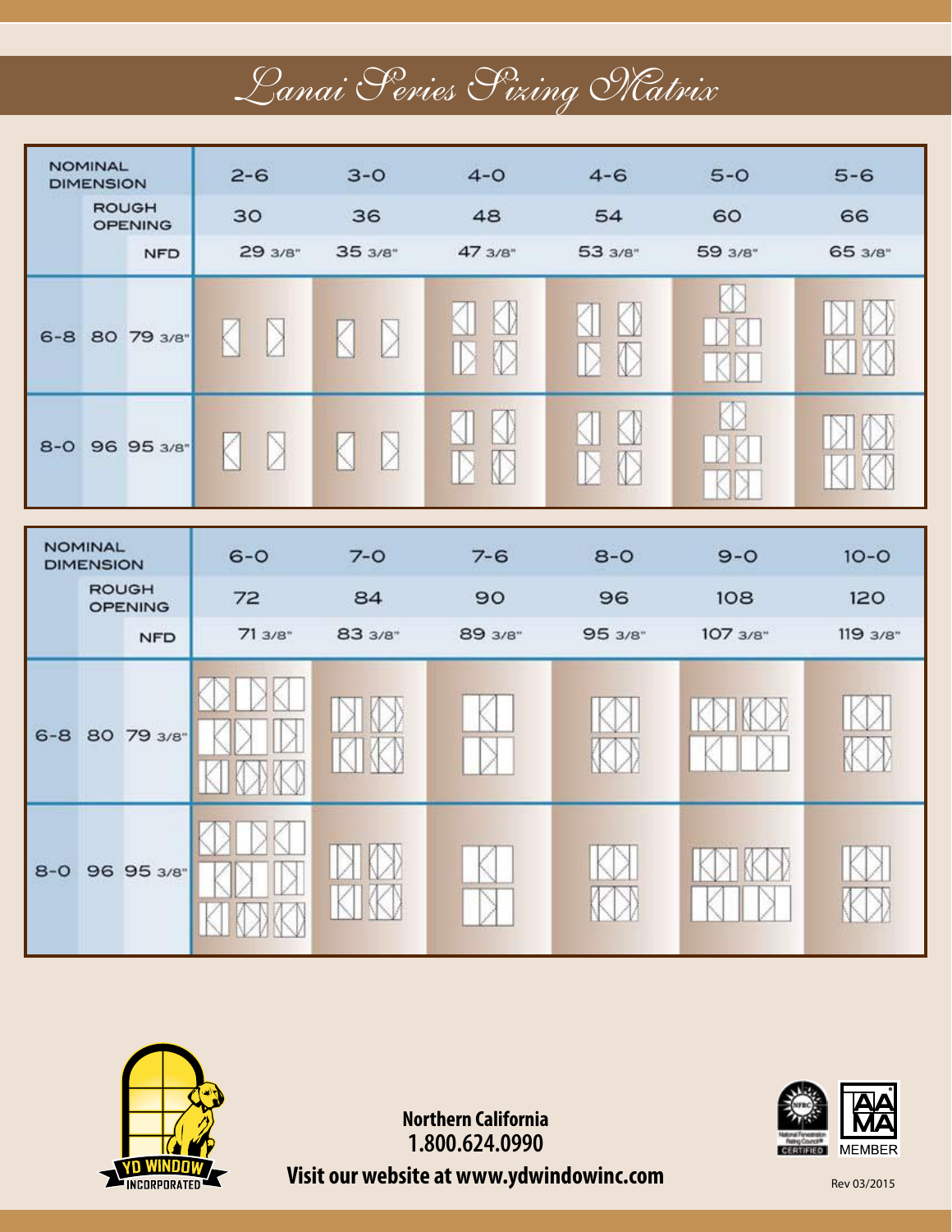# Lanai Series Sizing Matrix

| NOMINAL DIMENSION | | | 2-6 | 3-0 | 4-0 | 4-6 | 5-0 | 5-6 |
|---|---|---|---|---|---|---|---|---|
| | ROUGH OPENING | | 30 | 36 | 48 | 54 | 60 | 66 |
| | | NFD | 29 3/8" | 35 3/8" | 47 3/8" | 53 3/8" | 59 3/8" | 65 3/8" |
| 6-8 | 80 | 79 3/8" | | | | | | |
| 8-0 | 96 | 95 3/8" | | | | | | |

| NOMINAL DIMENSION | | | 6-0 | 7-0 | 7-6 | 8-0 | 9-0 | 10-0 |
|---|---|---|---|---|---|---|---|---|
| | ROUGH OPENING | | 72 | 84 | 90 | 96 | 108 | 120 |
| | | NFD | 71 3/8" | 83 3/8" | 89 3/8" | 95 3/8" | 107 3/8" | 119 3/8" |
| 6-8 | 80 | 79 3/8" | | | | | | |
| 8-0 | 96 | 95 3/8" | | | | | | |

YD WINDOW INCORPORATED

**Northern California**
**1.800.624.0990**

**Visit our website at www.ydwindowinc.com**

AAMA MEMBER

Rev 03/2015